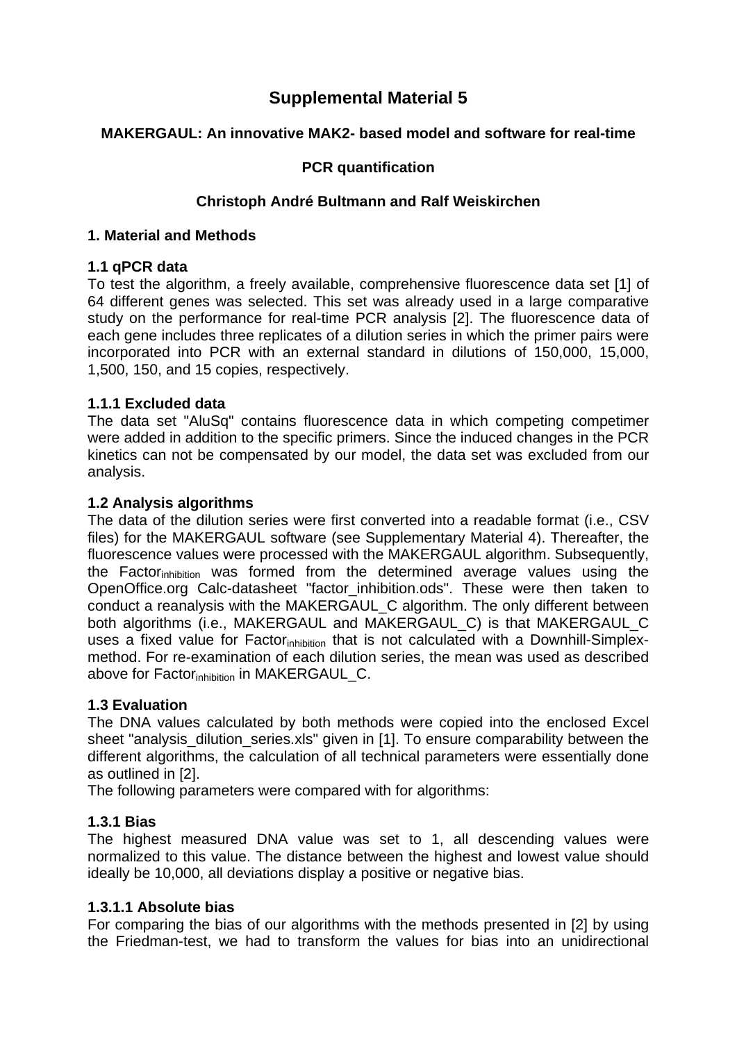# Supplemental Material 5

**MAKERGAUL: An innovative MAK2- based model and software for real-time**

**PCR quantification**

**Christoph André Bultmann and Ralf Weiskirchen**

## 1. Material and Methods

### 1.1 qPCR data

To test the algorithm, a freely available, comprehensive fluorescence data set [1] of 64 different genes was selected. This set was already used in a large comparative study on the performance for real-time PCR analysis [2]. The fluorescence data of each gene includes three replicates of a dilution series in which the primer pairs were incorporated into PCR with an external standard in dilutions of 150,000, 15,000, 1,500, 150, and 15 copies, respectively.

#### 1.1.1 Excluded data

The data set "AluSq" contains fluorescence data in which competing competimer were added in addition to the specific primers. Since the induced changes in the PCR kinetics can not be compensated by our model, the data set was excluded from our analysis.

### 1.2 Analysis algorithms

The data of the dilution series were first converted into a readable format (i.e., CSV files) for the MAKERGAUL software (see Supplementary Material 4). Thereafter, the fluorescence values were processed with the MAKERGAUL algorithm. Subsequently, the $Factor_{inhibition}$ was formed from the determined average values using the OpenOffice.org Calc-datasheet "factor_inhibition.ods". These were then taken to conduct a reanalysis with the MAKERGAUL_C algorithm. The only different between both algorithms (i.e., MAKERGAUL and MAKERGAUL_C) is that MAKERGAUL_C uses a fixed value for $Factor_{inhibition}$ that is not calculated with a Downhill-Simplex-method. For re-examination of each dilution series, the mean was used as described above for $Factor_{inhibition}$ in MAKERGAUL_C.

### 1.3 Evaluation

The DNA values calculated by both methods were copied into the enclosed Excel sheet "analysis_dilution_series.xls" given in [1]. To ensure comparability between the different algorithms, the calculation of all technical parameters were essentially done as outlined in [2].

The following parameters were compared with for algorithms:

#### 1.3.1 Bias

The highest measured DNA value was set to 1, all descending values were normalized to this value. The distance between the highest and lowest value should ideally be 10,000, all deviations display a positive or negative bias.

##### 1.3.1.1 Absolute bias

For comparing the bias of our algorithms with the methods presented in [2] by using the Friedman-test, we had to transform the values for bias into an unidirectional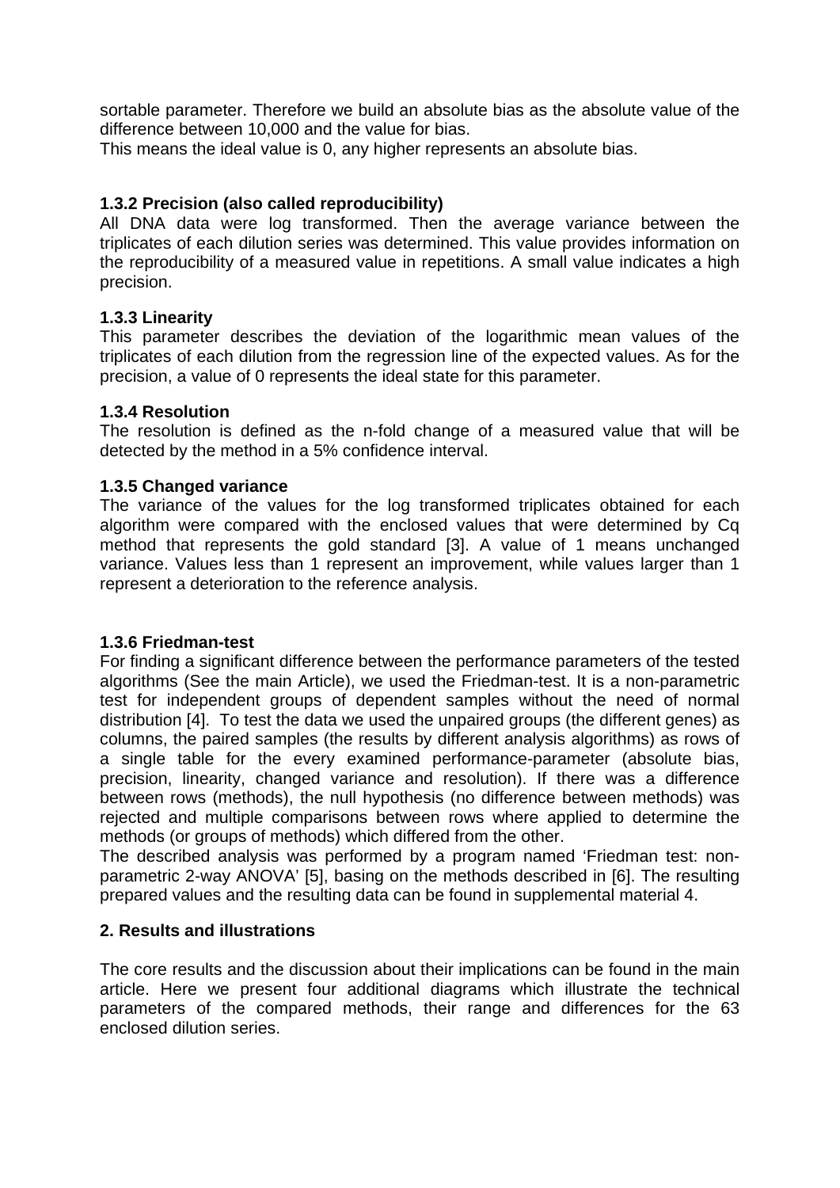sortable parameter. Therefore we build an absolute bias as the absolute value of the difference between 10,000 and the value for bias.
This means the ideal value is 0, any higher represents an absolute bias.

### 1.3.2 Precision (also called reproducibility)

All DNA data were log transformed. Then the average variance between the triplicates of each dilution series was determined. This value provides information on the reproducibility of a measured value in repetitions. A small value indicates a high precision.

### 1.3.3 Linearity

This parameter describes the deviation of the logarithmic mean values of the triplicates of each dilution from the regression line of the expected values. As for the precision, a value of 0 represents the ideal state for this parameter.

### 1.3.4 Resolution

The resolution is defined as the n-fold change of a measured value that will be detected by the method in a 5% confidence interval.

### 1.3.5 Changed variance

The variance of the values for the log transformed triplicates obtained for each algorithm were compared with the enclosed values that were determined by Cq method that represents the gold standard [3]. A value of 1 means unchanged variance. Values less than 1 represent an improvement, while values larger than 1 represent a deterioration to the reference analysis.

### 1.3.6 Friedman-test

For finding a significant difference between the performance parameters of the tested algorithms (See the main Article), we used the Friedman-test. It is a non-parametric test for independent groups of dependent samples without the need of normal distribution [4]. To test the data we used the unpaired groups (the different genes) as columns, the paired samples (the results by different analysis algorithms) as rows of a single table for the every examined performance-parameter (absolute bias, precision, linearity, changed variance and resolution). If there was a difference between rows (methods), the null hypothesis (no difference between methods) was rejected and multiple comparisons between rows where applied to determine the methods (or groups of methods) which differed from the other.

The described analysis was performed by a program named 'Friedman test: non-parametric 2-way ANOVA' [5], basing on the methods described in [6]. The resulting prepared values and the resulting data can be found in supplemental material 4.

## 2. Results and illustrations

The core results and the discussion about their implications can be found in the main article. Here we present four additional diagrams which illustrate the technical parameters of the compared methods, their range and differences for the 63 enclosed dilution series.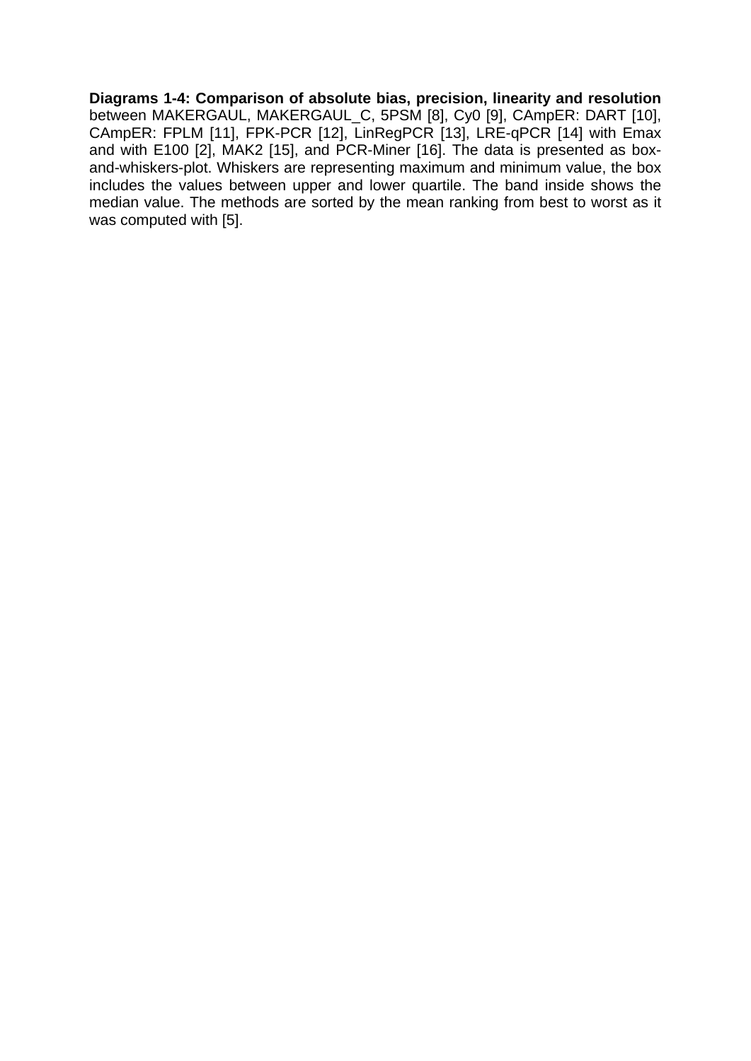**Diagrams 1-4: Comparison of absolute bias, precision, linearity and resolution** between MAKERGAUL, MAKERGAUL_C, 5PSM [8], Cy0 [9], CAmpER: DART [10], CAmpER: FPLM [11], FPK-PCR [12], LinRegPCR [13], LRE-qPCR [14] with Emax and with E100 [2], MAK2 [15], and PCR-Miner [16]. The data is presented as box-and-whiskers-plot. Whiskers are representing maximum and minimum value, the box includes the values between upper and lower quartile. The band inside shows the median value. The methods are sorted by the mean ranking from best to worst as it was computed with [5].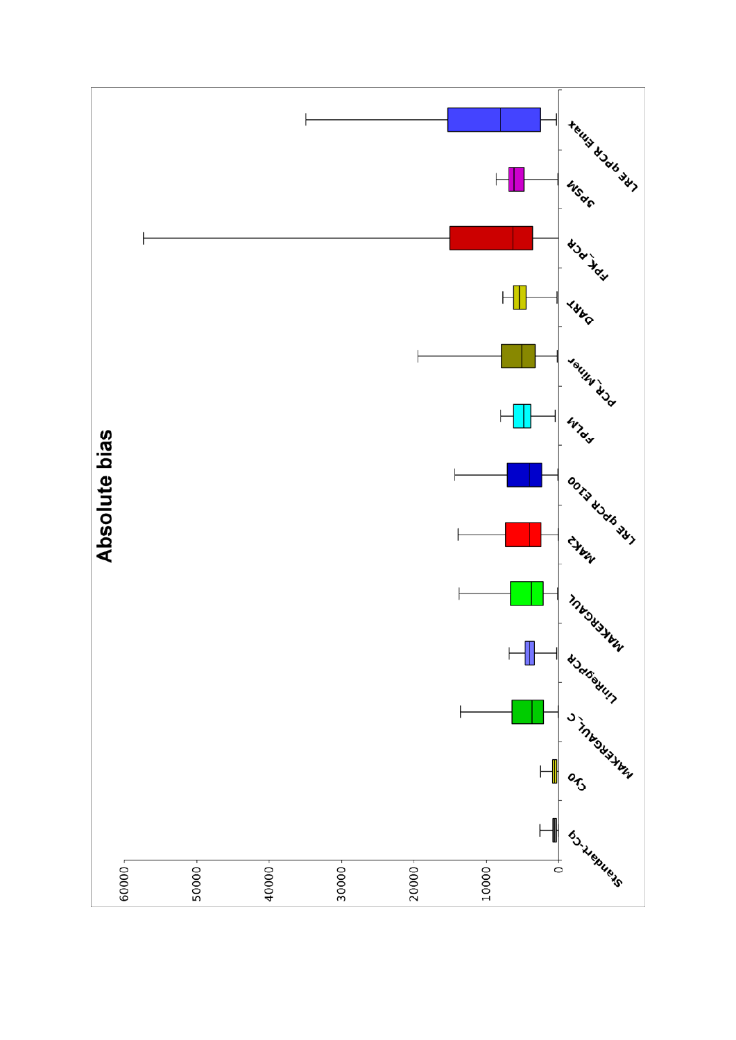# Absolute bias

| Method |
|---|
| Standart-Cq |
| Cy0 |
| MAKERGAUL_C |
| LinRegPCR |
| MAKERGAUL |
| MAK2 |
| LRE qPCR E100 |
| FPLM |
| PCR_Miner |
| DART |
| FPK_PCR |
| 5PSM |
| LRE qPCR Emax |

Axis: 0, 10000, 20000, 30000, 40000, 50000, 60000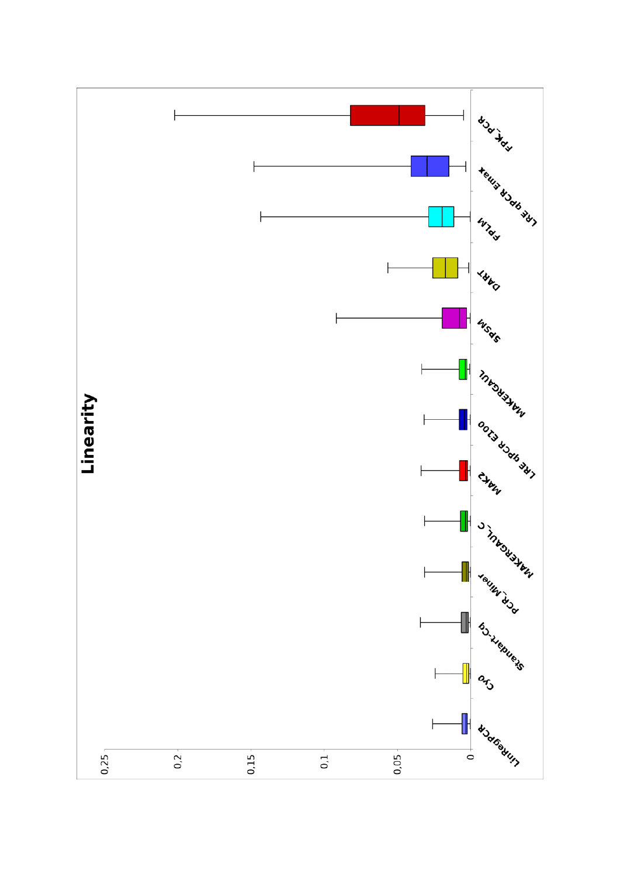# Linearity

0,25
0,2
0,15
0,1
0,05
0

LinRegPCR
Cy0
Standart-Cq
PCR_Miner
MAKERGAUL_C
MAK2
LRE qPCR E100
MAKERGAUL
SPSM
DART
FPLM
LRE qPCR Emax
FPK_PCR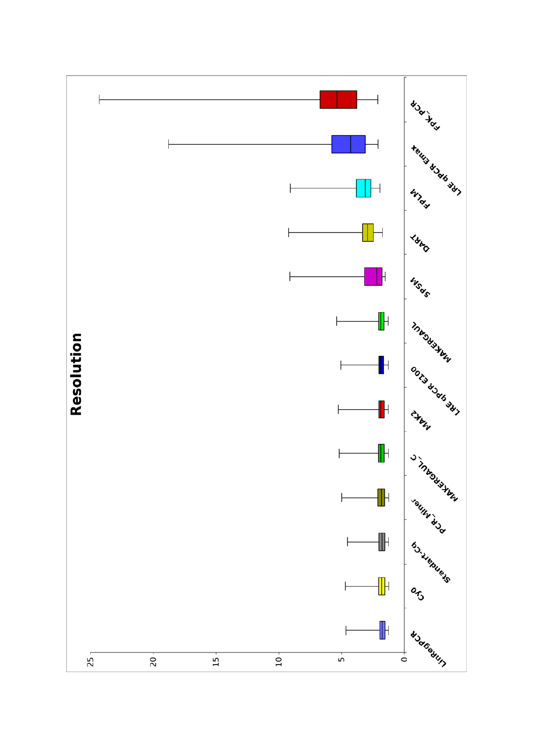**Resolution**

LinRegPCR, Cy0, Standart-Cq, PCR_Miner, MAKERGAUL_C, MAK2, LRE qPCR E100, MAKERGAUL, SPSM, DART, FPLM, LRE qPCR Emax, FPK_PCR

0, 5, 10, 15, 20, 25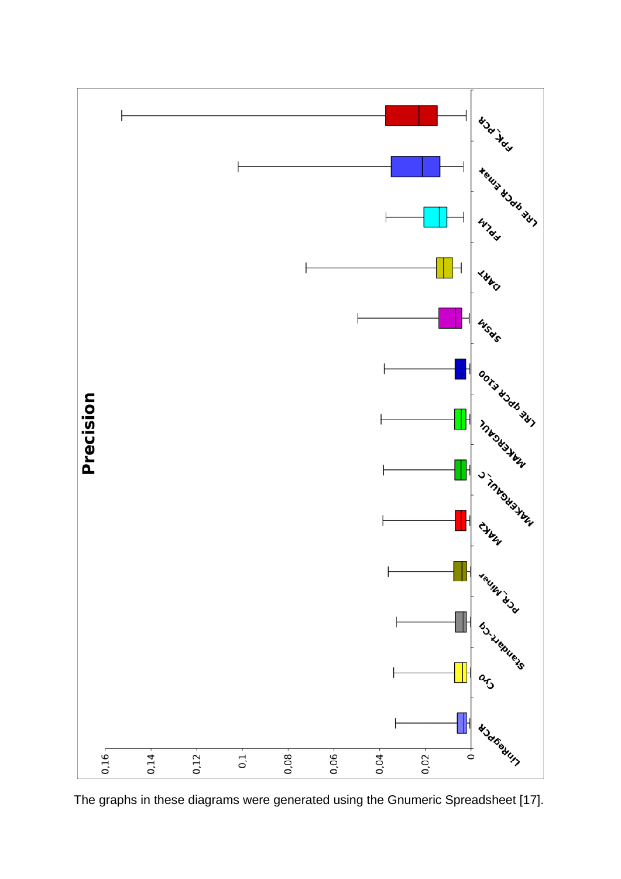The graphs in these diagrams were generated using the Gnumeric Spreadsheet [17].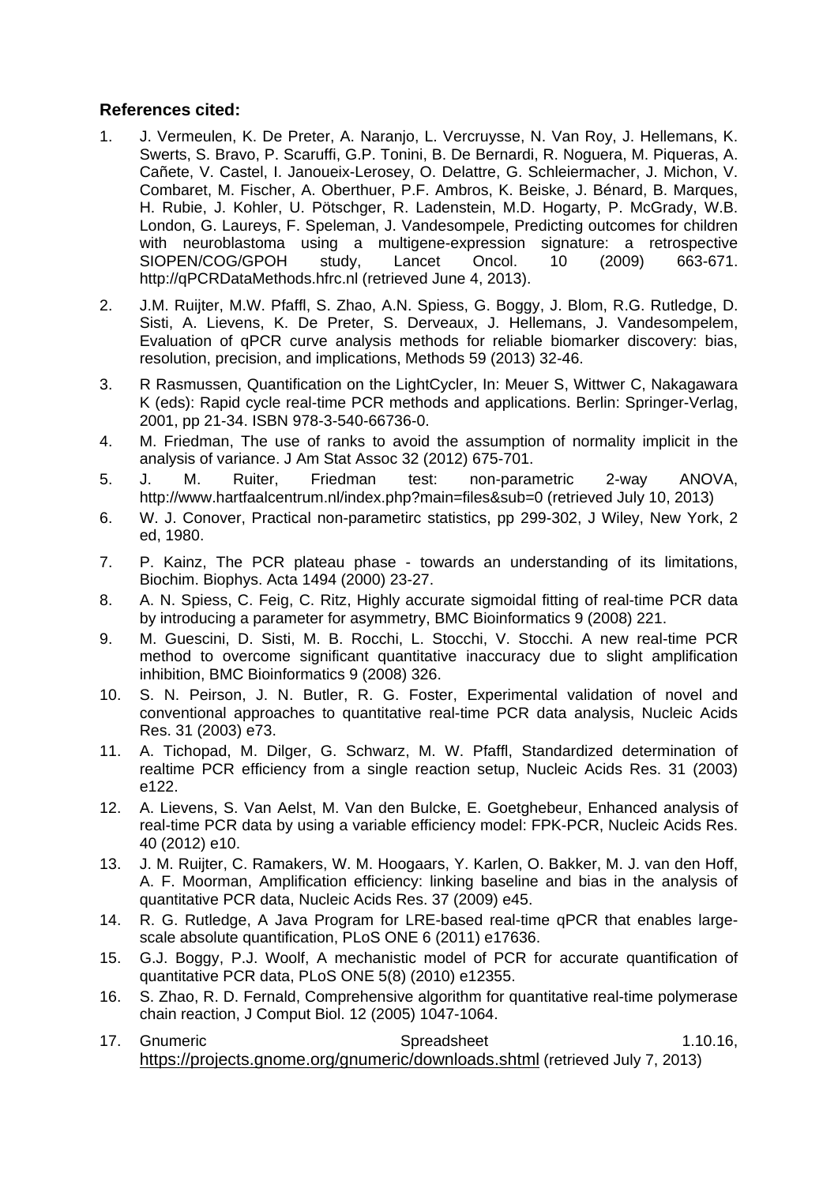**References cited:**

1. J. Vermeulen, K. De Preter, A. Naranjo, L. Vercruysse, N. Van Roy, J. Hellemans, K. Swerts, S. Bravo, P. Scaruffi, G.P. Tonini, B. De Bernardi, R. Noguera, M. Piqueras, A. Cañete, V. Castel, I. Janoueix-Lerosey, O. Delattre, G. Schleiermacher, J. Michon, V. Combaret, M. Fischer, A. Oberthuer, P.F. Ambros, K. Beiske, J. Bénard, B. Marques, H. Rubie, J. Kohler, U. Pötschger, R. Ladenstein, M.D. Hogarty, P. McGrady, W.B. London, G. Laureys, F. Speleman, J. Vandesompele, Predicting outcomes for children with neuroblastoma using a multigene-expression signature: a retrospective SIOPEN/COG/GPOH study, Lancet Oncol. 10 (2009) 663-671. http://qPCRDataMethods.hfrc.nl (retrieved June 4, 2013).
2. J.M. Ruijter, M.W. Pfaffl, S. Zhao, A.N. Spiess, G. Boggy, J. Blom, R.G. Rutledge, D. Sisti, A. Lievens, K. De Preter, S. Derveaux, J. Hellemans, J. Vandesompelem, Evaluation of qPCR curve analysis methods for reliable biomarker discovery: bias, resolution, precision, and implications, Methods 59 (2013) 32-46.
3. R Rasmussen, Quantification on the LightCycler, In: Meuer S, Wittwer C, Nakagawara K (eds): Rapid cycle real-time PCR methods and applications. Berlin: Springer-Verlag, 2001, pp 21-34. ISBN 978-3-540-66736-0.
4. M. Friedman, The use of ranks to avoid the assumption of normality implicit in the analysis of variance. J Am Stat Assoc 32 (2012) 675-701.
5. J. M. Ruiter, Friedman test: non-parametric 2-way ANOVA, http://www.hartfaalcentrum.nl/index.php?main=files&sub=0 (retrieved July 10, 2013)
6. W. J. Conover, Practical non-parametirc statistics, pp 299-302, J Wiley, New York, 2 ed, 1980.
7. P. Kainz, The PCR plateau phase - towards an understanding of its limitations, Biochim. Biophys. Acta 1494 (2000) 23-27.
8. A. N. Spiess, C. Feig, C. Ritz, Highly accurate sigmoidal fitting of real-time PCR data by introducing a parameter for asymmetry, BMC Bioinformatics 9 (2008) 221.
9. M. Guescini, D. Sisti, M. B. Rocchi, L. Stocchi, V. Stocchi. A new real-time PCR method to overcome significant quantitative inaccuracy due to slight amplification inhibition, BMC Bioinformatics 9 (2008) 326.
10. S. N. Peirson, J. N. Butler, R. G. Foster, Experimental validation of novel and conventional approaches to quantitative real-time PCR data analysis, Nucleic Acids Res. 31 (2003) e73.
11. A. Tichopad, M. Dilger, G. Schwarz, M. W. Pfaffl, Standardized determination of realtime PCR efficiency from a single reaction setup, Nucleic Acids Res. 31 (2003) e122.
12. A. Lievens, S. Van Aelst, M. Van den Bulcke, E. Goetghebeur, Enhanced analysis of real-time PCR data by using a variable efficiency model: FPK-PCR, Nucleic Acids Res. 40 (2012) e10.
13. J. M. Ruijter, C. Ramakers, W. M. Hoogaars, Y. Karlen, O. Bakker, M. J. van den Hoff, A. F. Moorman, Amplification efficiency: linking baseline and bias in the analysis of quantitative PCR data, Nucleic Acids Res. 37 (2009) e45.
14. R. G. Rutledge, A Java Program for LRE-based real-time qPCR that enables large-scale absolute quantification, PLoS ONE 6 (2011) e17636.
15. G.J. Boggy, P.J. Woolf, A mechanistic model of PCR for accurate quantification of quantitative PCR data, PLoS ONE 5(8) (2010) e12355.
16. S. Zhao, R. D. Fernald, Comprehensive algorithm for quantitative real-time polymerase chain reaction, J Comput Biol. 12 (2005) 1047-1064.
17. Gnumeric Spreadsheet 1.10.16, https://projects.gnome.org/gnumeric/downloads.shtml (retrieved July 7, 2013)